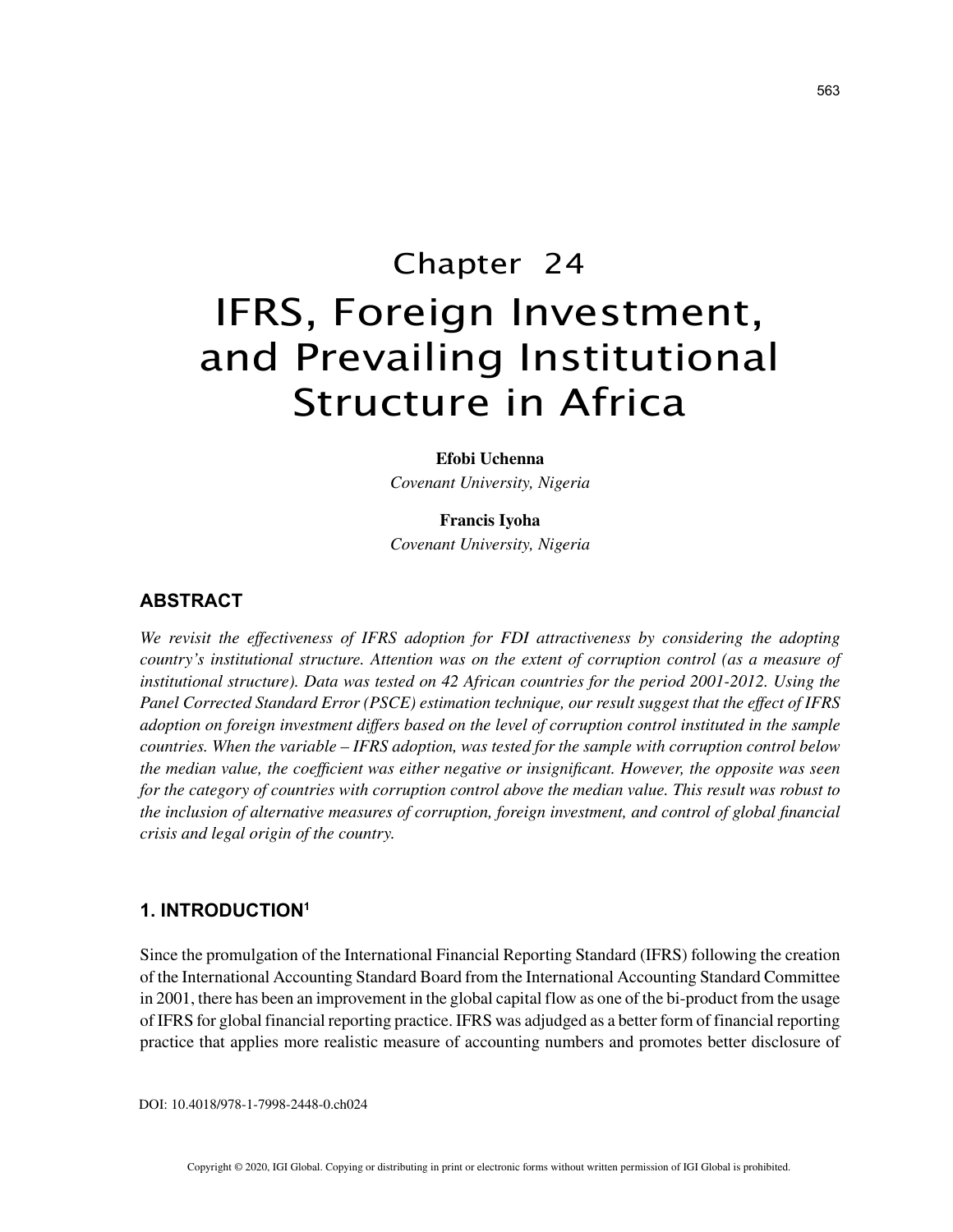# Chapter 24
# IFRS, Foreign Investment, and Prevailing Institutional Structure in Africa

**Efobi Uchenna**
*Covenant University, Nigeria*

**Francis Iyoha**
*Covenant University, Nigeria*

## ABSTRACT

*We revisit the effectiveness of IFRS adoption for FDI attractiveness by considering the adopting country's institutional structure. Attention was on the extent of corruption control (as a measure of institutional structure). Data was tested on 42 African countries for the period 2001-2012. Using the Panel Corrected Standard Error (PSCE) estimation technique, our result suggest that the effect of IFRS adoption on foreign investment differs based on the level of corruption control instituted in the sample countries. When the variable – IFRS adoption, was tested for the sample with corruption control below the median value, the coefficient was either negative or insignificant. However, the opposite was seen for the category of countries with corruption control above the median value. This result was robust to the inclusion of alternative measures of corruption, foreign investment, and control of global financial crisis and legal origin of the country.*

## 1. INTRODUCTION[1]

Since the promulgation of the International Financial Reporting Standard (IFRS) following the creation of the International Accounting Standard Board from the International Accounting Standard Committee in 2001, there has been an improvement in the global capital flow as one of the bi-product from the usage of IFRS for global financial reporting practice. IFRS was adjudged as a better form of financial reporting practice that applies more realistic measure of accounting numbers and promotes better disclosure of

DOI: 10.4018/978-1-7998-2448-0.ch024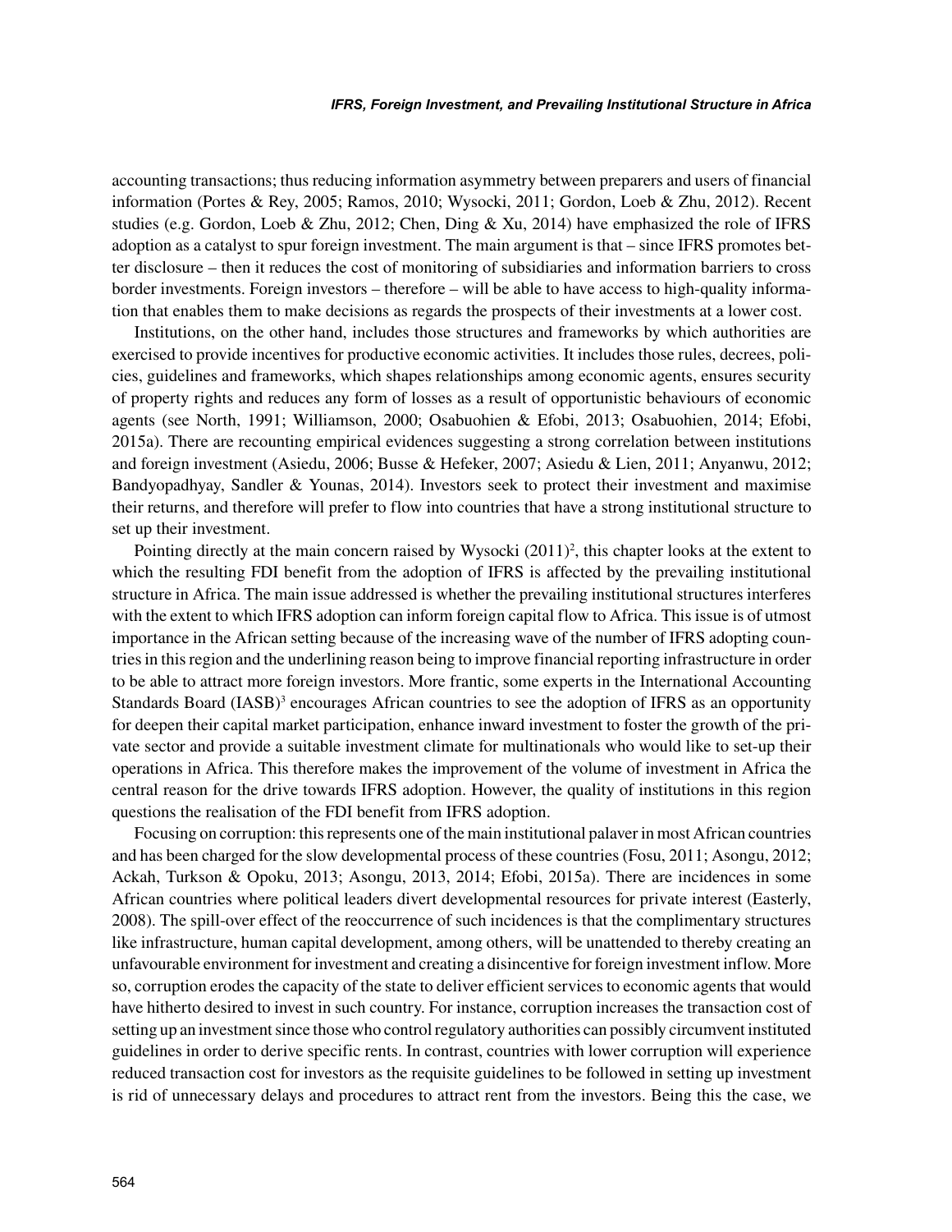accounting transactions; thus reducing information asymmetry between preparers and users of financial information (Portes & Rey, 2005; Ramos, 2010; Wysocki, 2011; Gordon, Loeb & Zhu, 2012). Recent studies (e.g. Gordon, Loeb & Zhu, 2012; Chen, Ding & Xu, 2014) have emphasized the role of IFRS adoption as a catalyst to spur foreign investment. The main argument is that – since IFRS promotes better disclosure – then it reduces the cost of monitoring of subsidiaries and information barriers to cross border investments. Foreign investors – therefore – will be able to have access to high-quality information that enables them to make decisions as regards the prospects of their investments at a lower cost.

Institutions, on the other hand, includes those structures and frameworks by which authorities are exercised to provide incentives for productive economic activities. It includes those rules, decrees, policies, guidelines and frameworks, which shapes relationships among economic agents, ensures security of property rights and reduces any form of losses as a result of opportunistic behaviours of economic agents (see North, 1991; Williamson, 2000; Osabuohien & Efobi, 2013; Osabuohien, 2014; Efobi, 2015a). There are recounting empirical evidences suggesting a strong correlation between institutions and foreign investment (Asiedu, 2006; Busse & Hefeker, 2007; Asiedu & Lien, 2011; Anyanwu, 2012; Bandyopadhyay, Sandler & Younas, 2014). Investors seek to protect their investment and maximise their returns, and therefore will prefer to flow into countries that have a strong institutional structure to set up their investment.

Pointing directly at the main concern raised by Wysocki (2011)[2], this chapter looks at the extent to which the resulting FDI benefit from the adoption of IFRS is affected by the prevailing institutional structure in Africa. The main issue addressed is whether the prevailing institutional structures interferes with the extent to which IFRS adoption can inform foreign capital flow to Africa. This issue is of utmost importance in the African setting because of the increasing wave of the number of IFRS adopting countries in this region and the underlining reason being to improve financial reporting infrastructure in order to be able to attract more foreign investors. More frantic, some experts in the International Accounting Standards Board (IASB)[3] encourages African countries to see the adoption of IFRS as an opportunity for deepen their capital market participation, enhance inward investment to foster the growth of the private sector and provide a suitable investment climate for multinationals who would like to set-up their operations in Africa. This therefore makes the improvement of the volume of investment in Africa the central reason for the drive towards IFRS adoption. However, the quality of institutions in this region questions the realisation of the FDI benefit from IFRS adoption.

Focusing on corruption: this represents one of the main institutional palaver in most African countries and has been charged for the slow developmental process of these countries (Fosu, 2011; Asongu, 2012; Ackah, Turkson & Opoku, 2013; Asongu, 2013, 2014; Efobi, 2015a). There are incidences in some African countries where political leaders divert developmental resources for private interest (Easterly, 2008). The spill-over effect of the reoccurrence of such incidences is that the complimentary structures like infrastructure, human capital development, among others, will be unattended to thereby creating an unfavourable environment for investment and creating a disincentive for foreign investment inflow. More so, corruption erodes the capacity of the state to deliver efficient services to economic agents that would have hitherto desired to invest in such country. For instance, corruption increases the transaction cost of setting up an investment since those who control regulatory authorities can possibly circumvent instituted guidelines in order to derive specific rents. In contrast, countries with lower corruption will experience reduced transaction cost for investors as the requisite guidelines to be followed in setting up investment is rid of unnecessary delays and procedures to attract rent from the investors. Being this the case, we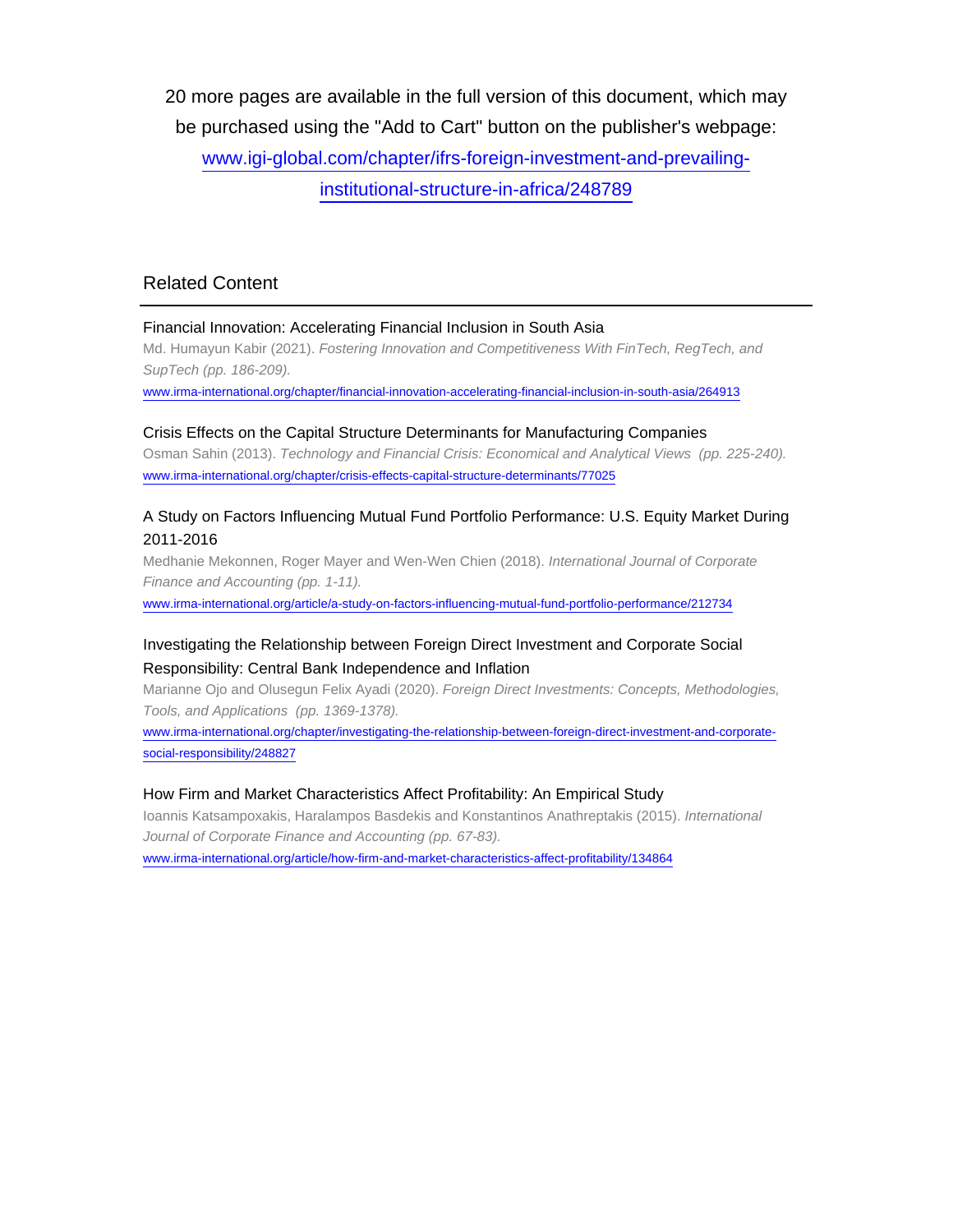20 more pages are available in the full version of this document, which may be purchased using the "Add to Cart" button on the publisher's webpage: [www.igi-global.com/chapter/ifrs-foreign-investment-and-prevailing-institutional-structure-in-africa/248789](www.igi-global.com/chapter/ifrs-foreign-investment-and-prevailing-institutional-structure-in-africa/248789)

## Related Content

**Financial Innovation: Accelerating Financial Inclusion in South Asia**
Md. Humayun Kabir (2021). *Fostering Innovation and Competitiveness With FinTech, RegTech, and SupTech (pp. 186-209).*
[www.irma-international.org/chapter/financial-innovation-accelerating-financial-inclusion-in-south-asia/264913](www.irma-international.org/chapter/financial-innovation-accelerating-financial-inclusion-in-south-asia/264913)

**Crisis Effects on the Capital Structure Determinants for Manufacturing Companies**
Osman Sahin (2013). *Technology and Financial Crisis: Economical and Analytical Views (pp. 225-240).*
[www.irma-international.org/chapter/crisis-effects-capital-structure-determinants/77025](www.irma-international.org/chapter/crisis-effects-capital-structure-determinants/77025)

**A Study on Factors Influencing Mutual Fund Portfolio Performance: U.S. Equity Market During 2011-2016**
Medhanie Mekonnen, Roger Mayer and Wen-Wen Chien (2018). *International Journal of Corporate Finance and Accounting (pp. 1-11).*
[www.irma-international.org/article/a-study-on-factors-influencing-mutual-fund-portfolio-performance/212734](www.irma-international.org/article/a-study-on-factors-influencing-mutual-fund-portfolio-performance/212734)

**Investigating the Relationship between Foreign Direct Investment and Corporate Social Responsibility: Central Bank Independence and Inflation**
Marianne Ojo and Olusegun Felix Ayadi (2020). *Foreign Direct Investments: Concepts, Methodologies, Tools, and Applications (pp. 1369-1378).*
[www.irma-international.org/chapter/investigating-the-relationship-between-foreign-direct-investment-and-corporate-social-responsibility/248827](www.irma-international.org/chapter/investigating-the-relationship-between-foreign-direct-investment-and-corporate-social-responsibility/248827)

**How Firm and Market Characteristics Affect Profitability: An Empirical Study**
Ioannis Katsampoxakis, Haralampos Basdekis and Konstantinos Anathreptakis (2015). *International Journal of Corporate Finance and Accounting (pp. 67-83).*
[www.irma-international.org/article/how-firm-and-market-characteristics-affect-profitability/134864](www.irma-international.org/article/how-firm-and-market-characteristics-affect-profitability/134864)